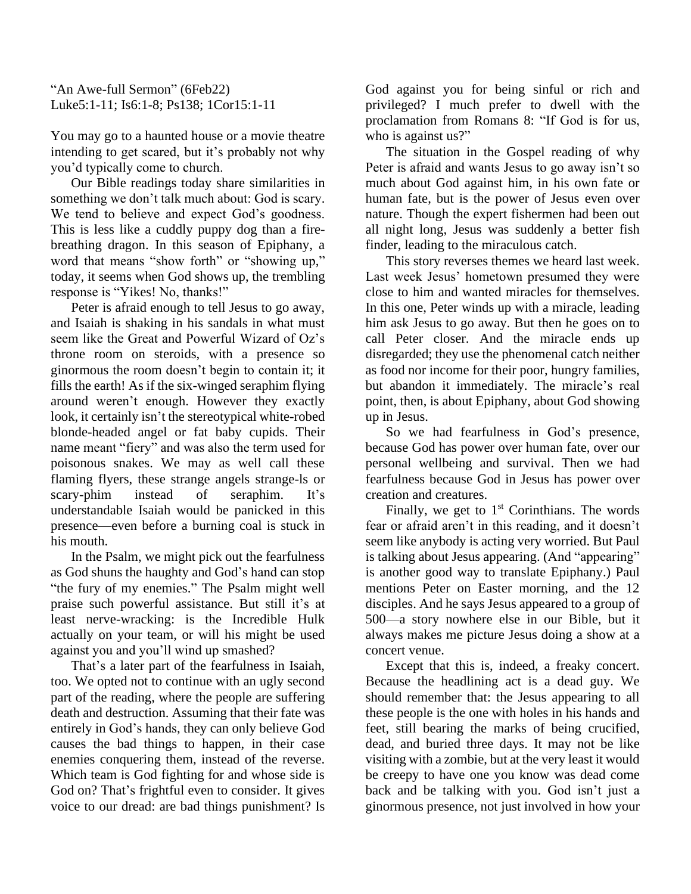"An Awe-full Sermon" (6Feb22)
Luke5:1-11; Is6:1-8; Ps138; 1Cor15:1-11

You may go to a haunted house or a movie theatre intending to get scared, but it's probably not why you'd typically come to church.

Our Bible readings today share similarities in something we don't talk much about: God is scary. We tend to believe and expect God's goodness. This is less like a cuddly puppy dog than a fire-breathing dragon. In this season of Epiphany, a word that means "show forth" or "showing up," today, it seems when God shows up, the trembling response is "Yikes! No, thanks!"

Peter is afraid enough to tell Jesus to go away, and Isaiah is shaking in his sandals in what must seem like the Great and Powerful Wizard of Oz's throne room on steroids, with a presence so ginormous the room doesn't begin to contain it; it fills the earth! As if the six-winged seraphim flying around weren't enough. However they exactly look, it certainly isn't the stereotypical white-robed blonde-headed angel or fat baby cupids. Their name meant "fiery" and was also the term used for poisonous snakes. We may as well call these flaming flyers, these strange angels strange-ls or scary-phim instead of seraphim. It's understandable Isaiah would be panicked in this presence—even before a burning coal is stuck in his mouth.

In the Psalm, we might pick out the fearfulness as God shuns the haughty and God's hand can stop "the fury of my enemies." The Psalm might well praise such powerful assistance. But still it's at least nerve-wracking: is the Incredible Hulk actually on your team, or will his might be used against you and you'll wind up smashed?

That's a later part of the fearfulness in Isaiah, too. We opted not to continue with an ugly second part of the reading, where the people are suffering death and destruction. Assuming that their fate was entirely in God's hands, they can only believe God causes the bad things to happen, in their case enemies conquering them, instead of the reverse. Which team is God fighting for and whose side is God on? That's frightful even to consider. It gives voice to our dread: are bad things punishment? Is God against you for being sinful or rich and privileged? I much prefer to dwell with the proclamation from Romans 8: "If God is for us, who is against us?"

The situation in the Gospel reading of why Peter is afraid and wants Jesus to go away isn't so much about God against him, in his own fate or human fate, but is the power of Jesus even over nature. Though the expert fishermen had been out all night long, Jesus was suddenly a better fish finder, leading to the miraculous catch.

This story reverses themes we heard last week. Last week Jesus' hometown presumed they were close to him and wanted miracles for themselves. In this one, Peter winds up with a miracle, leading him ask Jesus to go away. But then he goes on to call Peter closer. And the miracle ends up disregarded; they use the phenomenal catch neither as food nor income for their poor, hungry families, but abandon it immediately. The miracle's real point, then, is about Epiphany, about God showing up in Jesus.

So we had fearfulness in God's presence, because God has power over human fate, over our personal wellbeing and survival. Then we had fearfulness because God in Jesus has power over creation and creatures.

Finally, we get to 1st Corinthians. The words fear or afraid aren't in this reading, and it doesn't seem like anybody is acting very worried. But Paul is talking about Jesus appearing. (And "appearing" is another good way to translate Epiphany.) Paul mentions Peter on Easter morning, and the 12 disciples. And he says Jesus appeared to a group of 500—a story nowhere else in our Bible, but it always makes me picture Jesus doing a show at a concert venue.

Except that this is, indeed, a freaky concert. Because the headlining act is a dead guy. We should remember that: the Jesus appearing to all these people is the one with holes in his hands and feet, still bearing the marks of being crucified, dead, and buried three days. It may not be like visiting with a zombie, but at the very least it would be creepy to have one you know was dead come back and be talking with you. God isn't just a ginormous presence, not just involved in how your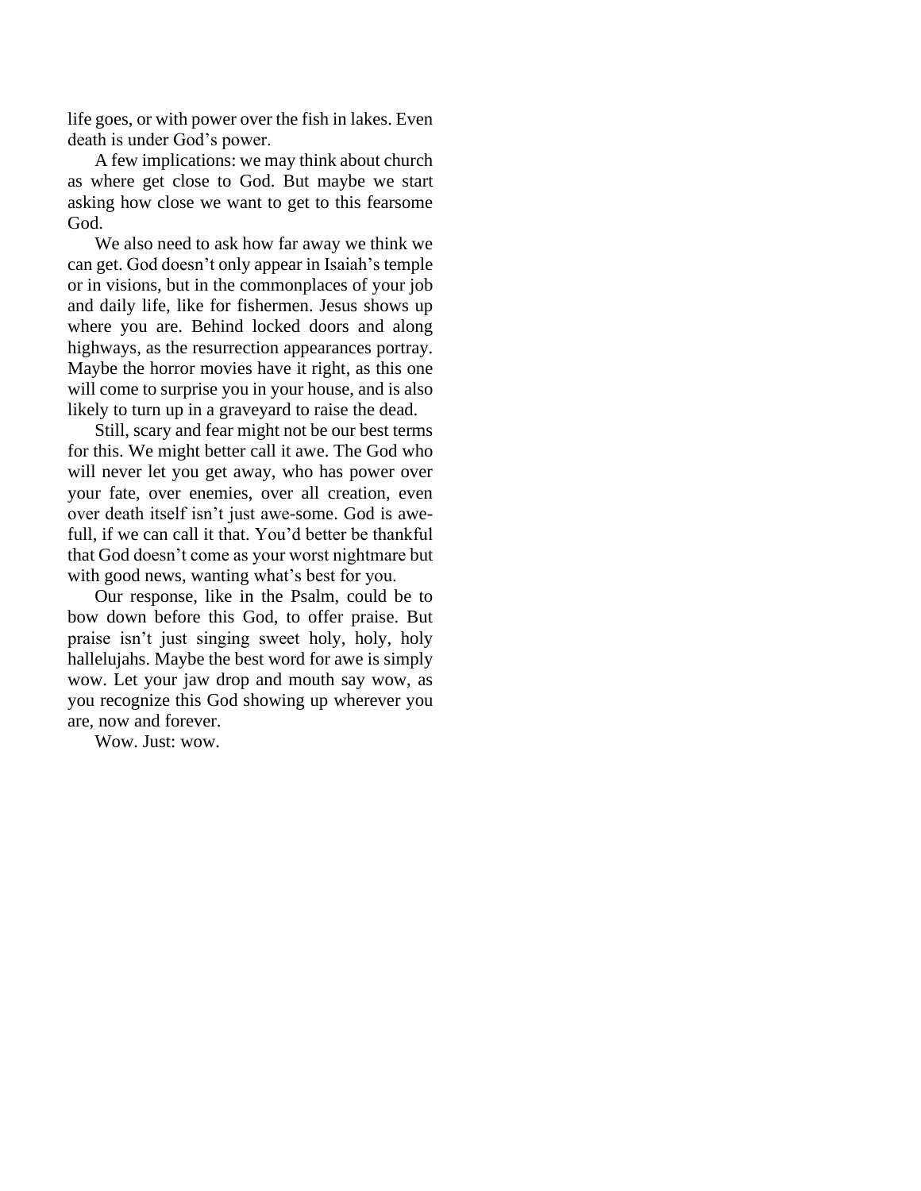life goes, or with power over the fish in lakes. Even death is under God's power.

A few implications: we may think about church as where get close to God. But maybe we start asking how close we want to get to this fearsome God.

We also need to ask how far away we think we can get. God doesn't only appear in Isaiah's temple or in visions, but in the commonplaces of your job and daily life, like for fishermen. Jesus shows up where you are. Behind locked doors and along highways, as the resurrection appearances portray. Maybe the horror movies have it right, as this one will come to surprise you in your house, and is also likely to turn up in a graveyard to raise the dead.

Still, scary and fear might not be our best terms for this. We might better call it awe. The God who will never let you get away, who has power over your fate, over enemies, over all creation, even over death itself isn't just awe-some. God is awe-full, if we can call it that. You'd better be thankful that God doesn't come as your worst nightmare but with good news, wanting what's best for you.

Our response, like in the Psalm, could be to bow down before this God, to offer praise. But praise isn't just singing sweet holy, holy, holy hallelujahs. Maybe the best word for awe is simply wow. Let your jaw drop and mouth say wow, as you recognize this God showing up wherever you are, now and forever.

Wow. Just: wow.